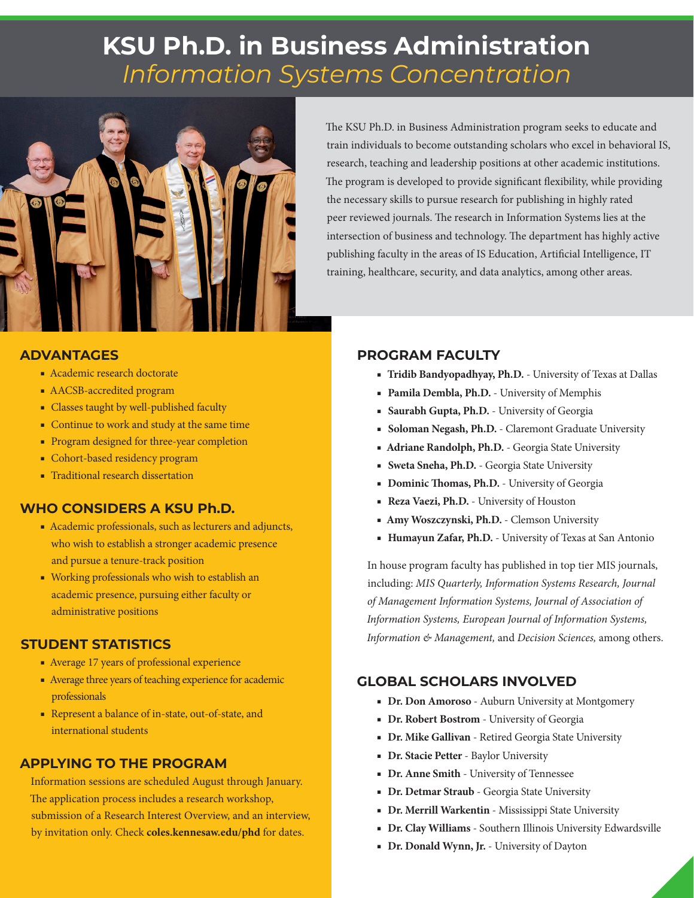# KSU Ph.D. in Business Administration

## *Information Systems Concentration*

The KSU Ph.D. in Business Administration program seeks to educate and train individuals to become outstanding scholars who excel in behavioral IS, research, teaching and leadership positions at other academic institutions. The program is developed to provide significant flexibility, while providing the necessary skills to pursue research for publishing in highly rated peer reviewed journals. The research in Information Systems lies at the intersection of business and technology. The department has highly active publishing faculty in the areas of IS Education, Artificial Intelligence, IT training, healthcare, security, and data analytics, among other areas.

## ADVANTAGES

- Academic research doctorate
- AACSB-accredited program
- Classes taught by well-published faculty
- Continue to work and study at the same time
- Program designed for three-year completion
- Cohort-based residency program
- Traditional research dissertation

## WHO CONSIDERS A KSU Ph.D.

- Academic professionals, such as lecturers and adjuncts, who wish to establish a stronger academic presence and pursue a tenure-track position
- Working professionals who wish to establish an academic presence, pursuing either faculty or administrative positions

## STUDENT STATISTICS

- Average 17 years of professional experience
- Average three years of teaching experience for academic professionals
- Represent a balance of in-state, out-of-state, and international students

## APPLYING TO THE PROGRAM

Information sessions are scheduled August through January. The application process includes a research workshop, submission of a Research Interest Overview, and an interview, by invitation only. Check **coles.kennesaw.edu/phd** for dates.

## PROGRAM FACULTY

- **Tridib Bandyopadhyay, Ph.D.** - University of Texas at Dallas
- **Pamila Dembla, Ph.D.** - University of Memphis
- **Saurabh Gupta, Ph.D.** - University of Georgia
- **Soloman Negash, Ph.D.** - Claremont Graduate University
- **Adriane Randolph, Ph.D.** - Georgia State University
- **Sweta Sneha, Ph.D.** - Georgia State University
- **Dominic Thomas, Ph.D.** - University of Georgia
- **Reza Vaezi, Ph.D.** - University of Houston
- **Amy Woszczynski, Ph.D.** - Clemson University
- **Humayun Zafar, Ph.D.** - University of Texas at San Antonio

In house program faculty has published in top tier MIS journals, including: *MIS Quarterly, Information Systems Research, Journal of Management Information Systems, Journal of Association of Information Systems, European Journal of Information Systems, Information & Management,* and *Decision Sciences,* among others.

## GLOBAL SCHOLARS INVOLVED

- **Dr. Don Amoroso** - Auburn University at Montgomery
- **Dr. Robert Bostrom** - University of Georgia
- **Dr. Mike Gallivan** - Retired Georgia State University
- **Dr. Stacie Petter** - Baylor University
- **Dr. Anne Smith** - University of Tennessee
- **Dr. Detmar Straub** - Georgia State University
- **Dr. Merrill Warkentin** - Mississippi State University
- **Dr. Clay Williams** - Southern Illinois University Edwardsville
- **Dr. Donald Wynn, Jr.** - University of Dayton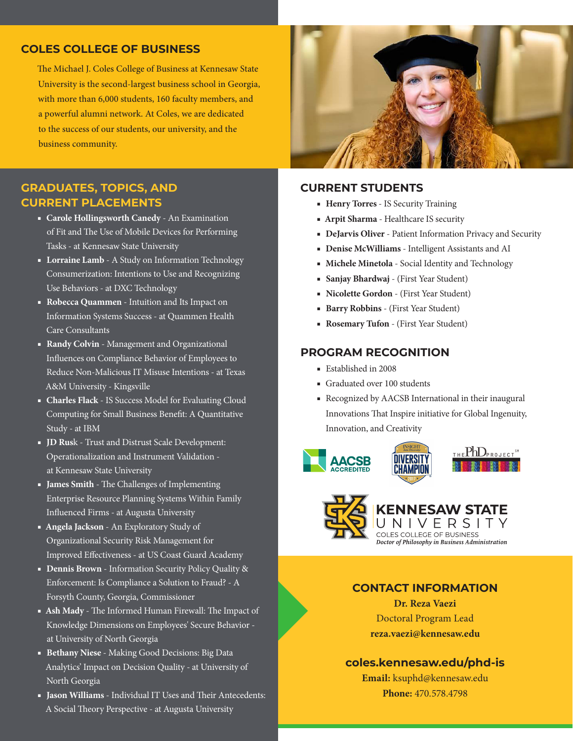## COLES COLLEGE OF BUSINESS

The Michael J. Coles College of Business at Kennesaw State University is the second-largest business school in Georgia, with more than 6,000 students, 160 faculty members, and a powerful alumni network. At Coles, we are dedicated to the success of our students, our university, and the business community.

## GRADUATES, TOPICS, AND CURRENT PLACEMENTS

- **Carole Hollingsworth Canedy** - An Examination of Fit and The Use of Mobile Devices for Performing Tasks - at Kennesaw State University
- **Lorraine Lamb** - A Study on Information Technology Consumerization: Intentions to Use and Recognizing Use Behaviors - at DXC Technology
- **Robecca Quammen** - Intuition and Its Impact on Information Systems Success - at Quammen Health Care Consultants
- **Randy Colvin** - Management and Organizational Influences on Compliance Behavior of Employees to Reduce Non-Malicious IT Misuse Intentions - at Texas A&M University - Kingsville
- **Charles Flack** - IS Success Model for Evaluating Cloud Computing for Small Business Benefit: A Quantitative Study - at IBM
- **JD Rus**k - Trust and Distrust Scale Development: Operationalization and Instrument Validation - at Kennesaw State University
- **James Smith** - The Challenges of Implementing Enterprise Resource Planning Systems Within Family Influenced Firms - at Augusta University
- **Angela Jackson** - An Exploratory Study of Organizational Security Risk Management for Improved Effectiveness - at US Coast Guard Academy
- **Dennis Brown** - Information Security Policy Quality & Enforcement: Is Compliance a Solution to Fraud? - A Forsyth County, Georgia, Commissioner
- **Ash Mady** - The Informed Human Firewall: The Impact of Knowledge Dimensions on Employees' Secure Behavior - at University of North Georgia
- **Bethany Niese** - Making Good Decisions: Big Data Analytics' Impact on Decision Quality - at University of North Georgia
- **Jason Williams** - Individual IT Uses and Their Antecedents: A Social Theory Perspective - at Augusta University

## CURRENT STUDENTS

- **Henry Torres** - IS Security Training
- **Arpit Sharma** - Healthcare IS security
- **DeJarvis Oliver** - Patient Information Privacy and Security
- **Denise McWilliams** - Intelligent Assistants and AI
- **Michele Minetola** - Social Identity and Technology
- **Sanjay Bhardwaj** - (First Year Student)
- **Nicolette Gordon** - (First Year Student)
- **Barry Robbins** - (First Year Student)
- **Rosemary Tufon** - (First Year Student)

## PROGRAM RECOGNITION

- Established in 2008
- Graduated over 100 students
- Recognized by AACSB International in their inaugural Innovations That Inspire initiative for Global Ingenuity, Innovation, and Creativity

AACSB ACCREDITED

INSIGHT Into Diversity DIVERSITY CHAMPION 2017

THE PhD PROJECT SM

KENNESAW STATE UNIVERSITY
COLES COLLEGE OF BUSINESS
*Doctor of Philosophy in Business Administration*

## CONTACT INFORMATION

**Dr. Reza Vaezi**
Doctoral Program Lead
**reza.vaezi@kennesaw.edu**

**coles.kennesaw.edu/phd-is**
**Email:** ksuphd@kennesaw.edu
**Phone:** 470.578.4798